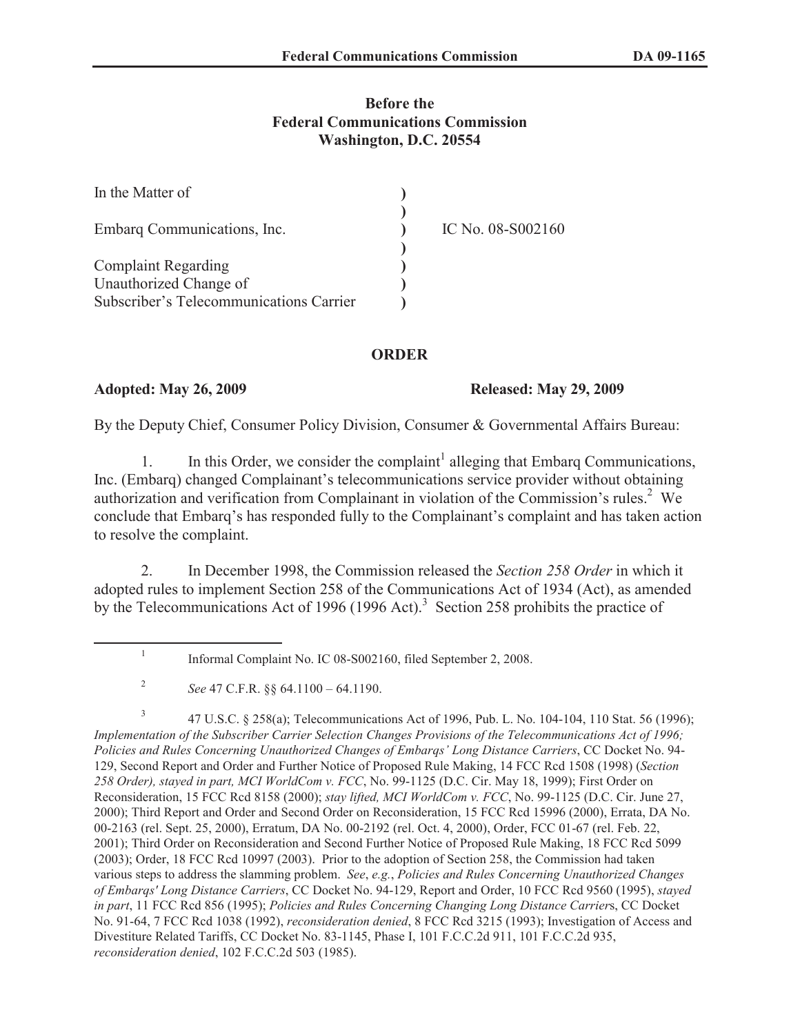**Before the**
**Federal Communications Commission**
**Washington, D.C. 20554**

| | | |
|---|---|---|
| In the Matter of | ) | |
| | ) | |
| Embarq Communications, Inc. | ) | IC No. 08-S002160 |
| | ) | |
| Complaint Regarding | ) | |
| Unauthorized Change of | ) | |
| Subscriber's Telecommunications Carrier | ) | |

## ORDER

**Adopted: May 26, 2009** **Released: May 29, 2009**

By the Deputy Chief, Consumer Policy Division, Consumer & Governmental Affairs Bureau:

1. In this Order, we consider the complaint[1] alleging that Embarq Communications, Inc. (Embarq) changed Complainant's telecommunications service provider without obtaining authorization and verification from Complainant in violation of the Commission's rules.[2] We conclude that Embarq's has responded fully to the Complainant's complaint and has taken action to resolve the complaint.

2. In December 1998, the Commission released the *Section 258 Order* in which it adopted rules to implement Section 258 of the Communications Act of 1934 (Act), as amended by the Telecommunications Act of 1996 (1996 Act).[3] Section 258 prohibits the practice of

---

[1] Informal Complaint No. IC 08-S002160, filed September 2, 2008.

[2] *See* 47 C.F.R. §§ 64.1100 – 64.1190.

[3] 47 U.S.C. § 258(a); Telecommunications Act of 1996, Pub. L. No. 104-104, 110 Stat. 56 (1996); *Implementation of the Subscriber Carrier Selection Changes Provisions of the Telecommunications Act of 1996; Policies and Rules Concerning Unauthorized Changes of Embarqs' Long Distance Carriers*, CC Docket No. 94-129, Second Report and Order and Further Notice of Proposed Rule Making, 14 FCC Rcd 1508 (1998) (*Section 258 Order), stayed in part, MCI WorldCom v. FCC*, No. 99-1125 (D.C. Cir. May 18, 1999); First Order on Reconsideration, 15 FCC Rcd 8158 (2000); *stay lifted, MCI WorldCom v. FCC*, No. 99-1125 (D.C. Cir. June 27, 2000); Third Report and Order and Second Order on Reconsideration, 15 FCC Rcd 15996 (2000), Errata, DA No. 00-2163 (rel. Sept. 25, 2000), Erratum, DA No. 00-2192 (rel. Oct. 4, 2000), Order, FCC 01-67 (rel. Feb. 22, 2001); Third Order on Reconsideration and Second Further Notice of Proposed Rule Making, 18 FCC Rcd 5099 (2003); Order, 18 FCC Rcd 10997 (2003). Prior to the adoption of Section 258, the Commission had taken various steps to address the slamming problem. *See*, *e.g.*, *Policies and Rules Concerning Unauthorized Changes of Embarqs' Long Distance Carriers*, CC Docket No. 94-129, Report and Order, 10 FCC Rcd 9560 (1995), *stayed in part*, 11 FCC Rcd 856 (1995); *Policies and Rules Concerning Changing Long Distance Carrier*s, CC Docket No. 91-64, 7 FCC Rcd 1038 (1992), *reconsideration denied*, 8 FCC Rcd 3215 (1993); Investigation of Access and Divestiture Related Tariffs, CC Docket No. 83-1145, Phase I, 101 F.C.C.2d 911, 101 F.C.C.2d 935, *reconsideration denied*, 102 F.C.C.2d 503 (1985).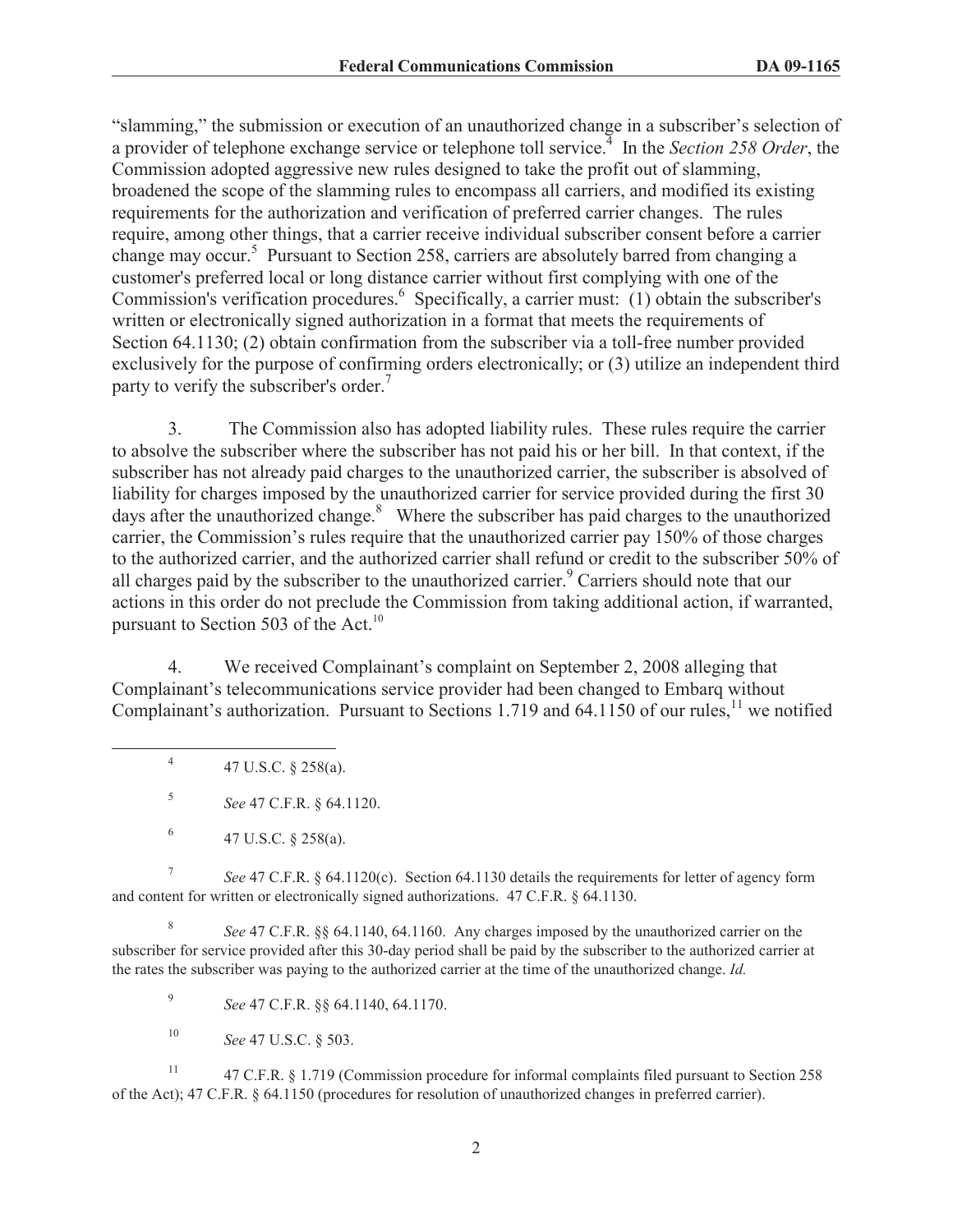"slamming," the submission or execution of an unauthorized change in a subscriber's selection of a provider of telephone exchange service or telephone toll service.[4] In the *Section 258 Order*, the Commission adopted aggressive new rules designed to take the profit out of slamming, broadened the scope of the slamming rules to encompass all carriers, and modified its existing requirements for the authorization and verification of preferred carrier changes. The rules require, among other things, that a carrier receive individual subscriber consent before a carrier change may occur.[5] Pursuant to Section 258, carriers are absolutely barred from changing a customer's preferred local or long distance carrier without first complying with one of the Commission's verification procedures.[6] Specifically, a carrier must: (1) obtain the subscriber's written or electronically signed authorization in a format that meets the requirements of Section 64.1130; (2) obtain confirmation from the subscriber via a toll-free number provided exclusively for the purpose of confirming orders electronically; or (3) utilize an independent third party to verify the subscriber's order.[7]

3. The Commission also has adopted liability rules. These rules require the carrier to absolve the subscriber where the subscriber has not paid his or her bill. In that context, if the subscriber has not already paid charges to the unauthorized carrier, the subscriber is absolved of liability for charges imposed by the unauthorized carrier for service provided during the first 30 days after the unauthorized change.[8] Where the subscriber has paid charges to the unauthorized carrier, the Commission's rules require that the unauthorized carrier pay 150% of those charges to the authorized carrier, and the authorized carrier shall refund or credit to the subscriber 50% of all charges paid by the subscriber to the unauthorized carrier.[9] Carriers should note that our actions in this order do not preclude the Commission from taking additional action, if warranted, pursuant to Section 503 of the Act.[10]

4. We received Complainant's complaint on September 2, 2008 alleging that Complainant's telecommunications service provider had been changed to Embarq without Complainant's authorization. Pursuant to Sections 1.719 and 64.1150 of our rules,[11] we notified

---

[4] 47 U.S.C. § 258(a).

[5] *See* 47 C.F.R. § 64.1120.

[6] 47 U.S.C. § 258(a).

[7] *See* 47 C.F.R. § 64.1120(c). Section 64.1130 details the requirements for letter of agency form and content for written or electronically signed authorizations. 47 C.F.R. § 64.1130.

[8] *See* 47 C.F.R. §§ 64.1140, 64.1160. Any charges imposed by the unauthorized carrier on the subscriber for service provided after this 30-day period shall be paid by the subscriber to the authorized carrier at the rates the subscriber was paying to the authorized carrier at the time of the unauthorized change. *Id.*

[9] *See* 47 C.F.R. §§ 64.1140, 64.1170.

[10] *See* 47 U.S.C. § 503.

[11] 47 C.F.R. § 1.719 (Commission procedure for informal complaints filed pursuant to Section 258 of the Act); 47 C.F.R. § 64.1150 (procedures for resolution of unauthorized changes in preferred carrier).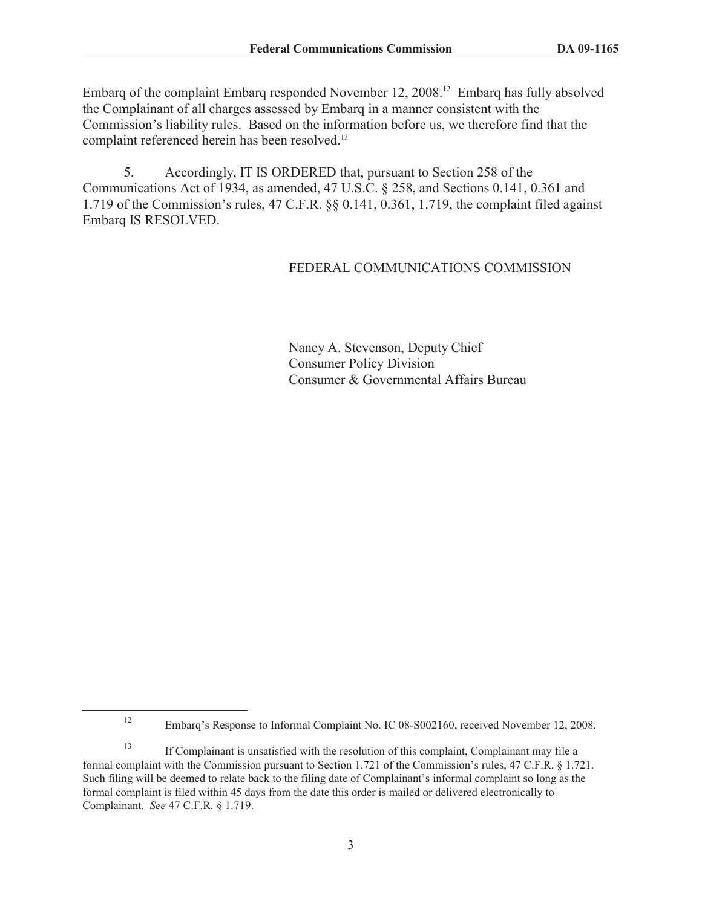Embarq of the complaint Embarq responded November 12, 2008.[12] Embarq has fully absolved the Complainant of all charges assessed by Embarq in a manner consistent with the Commission's liability rules. Based on the information before us, we therefore find that the complaint referenced herein has been resolved.[13]

5. Accordingly, IT IS ORDERED that, pursuant to Section 258 of the Communications Act of 1934, as amended, 47 U.S.C. § 258, and Sections 0.141, 0.361 and 1.719 of the Commission's rules, 47 C.F.R. §§ 0.141, 0.361, 1.719, the complaint filed against Embarq IS RESOLVED.

FEDERAL COMMUNICATIONS COMMISSION

Nancy A. Stevenson, Deputy Chief
Consumer Policy Division
Consumer & Governmental Affairs Bureau

---

[12] Embarq's Response to Informal Complaint No. IC 08-S002160, received November 12, 2008.

[13] If Complainant is unsatisfied with the resolution of this complaint, Complainant may file a formal complaint with the Commission pursuant to Section 1.721 of the Commission's rules, 47 C.F.R. § 1.721. Such filing will be deemed to relate back to the filing date of Complainant's informal complaint so long as the formal complaint is filed within 45 days from the date this order is mailed or delivered electronically to Complainant. *See* 47 C.F.R. § 1.719.